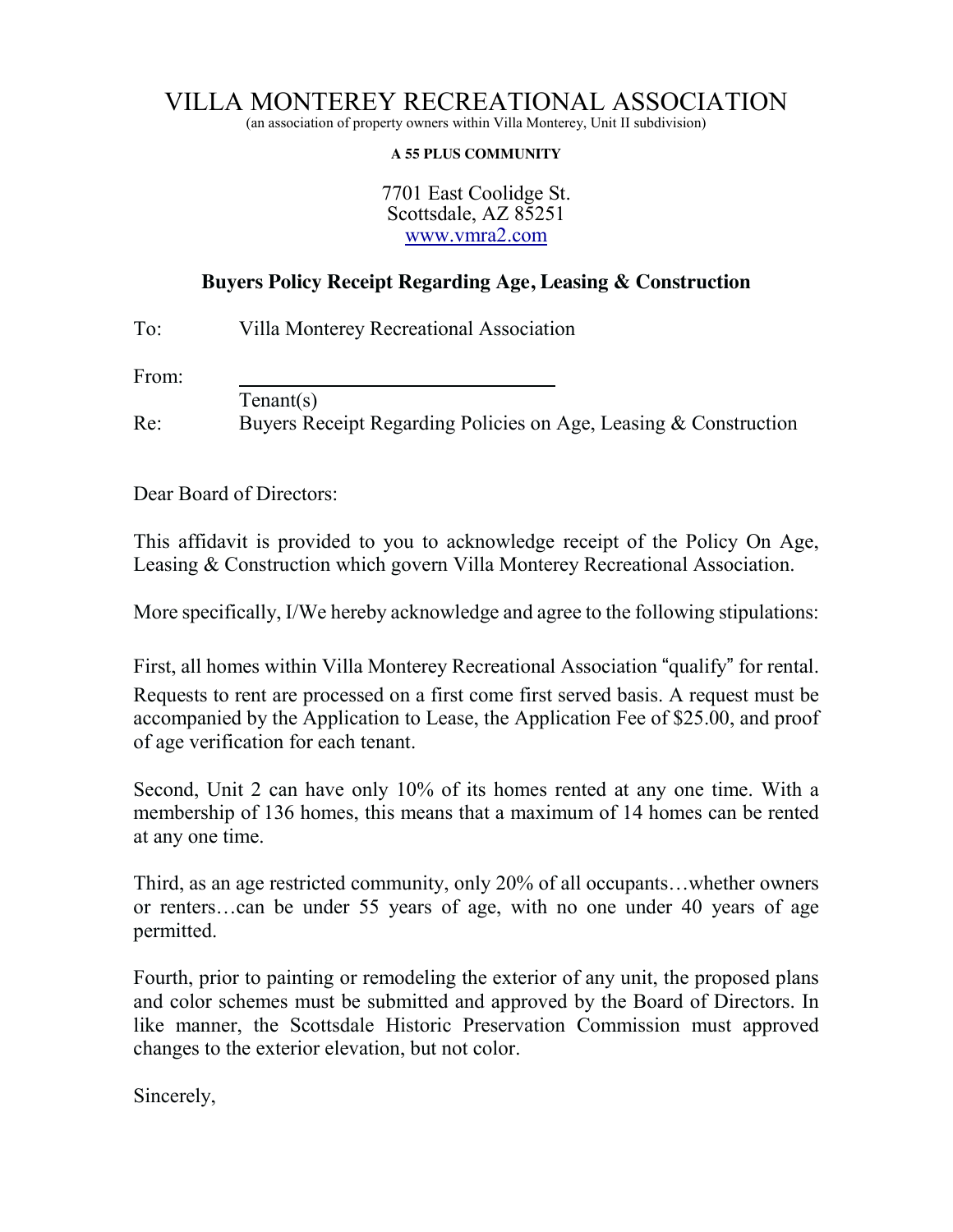# VILLA MONTEREY RECREATIONAL ASSOCIATION

(an association of property owners within Villa Monterey, Unit II subdivision)

**A 55 PLUS COMMUNITY**

7701 East Coolidge St.
Scottsdale, AZ 85251
www.vmra2.com

## Buyers Policy Receipt Regarding Age, Leasing & Construction

To: Villa Monterey Recreational Association

From: ______________________________
Tenant(s)

Re: Buyers Receipt Regarding Policies on Age, Leasing & Construction

Dear Board of Directors:

This affidavit is provided to you to acknowledge receipt of the Policy On Age, Leasing & Construction which govern Villa Monterey Recreational Association.

More specifically, I/We hereby acknowledge and agree to the following stipulations:

First, all homes within Villa Monterey Recreational Association "qualify" for rental. Requests to rent are processed on a first come first served basis. A request must be accompanied by the Application to Lease, the Application Fee of $25.00, and proof of age verification for each tenant.

Second, Unit 2 can have only 10% of its homes rented at any one time. With a membership of 136 homes, this means that a maximum of 14 homes can be rented at any one time.

Third, as an age restricted community, only 20% of all occupants…whether owners or renters…can be under 55 years of age, with no one under 40 years of age permitted.

Fourth, prior to painting or remodeling the exterior of any unit, the proposed plans and color schemes must be submitted and approved by the Board of Directors. In like manner, the Scottsdale Historic Preservation Commission must approved changes to the exterior elevation, but not color.

Sincerely,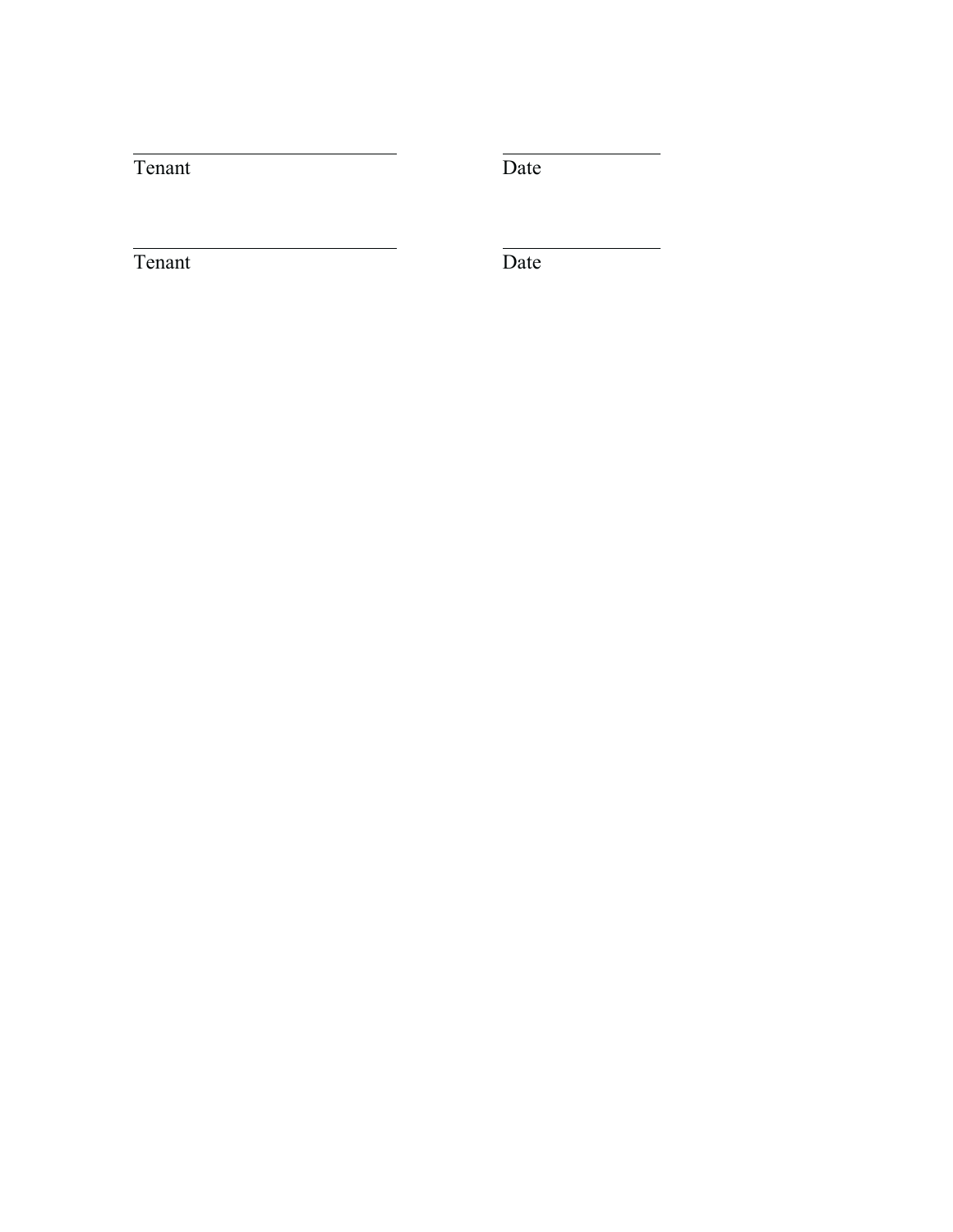\_\_\_\_\_\_\_\_\_\_\_\_\_\_\_\_\_\_\_\_\_\_\_\_\_\_\_\_\_\_ \_\_\_\_\_\_\_\_\_\_\_\_\_\_\_\_\_\_
Tenant Date

\_\_\_\_\_\_\_\_\_\_\_\_\_\_\_\_\_\_\_\_\_\_\_\_\_\_\_\_\_\_ \_\_\_\_\_\_\_\_\_\_\_\_\_\_\_\_\_\_
Tenant Date